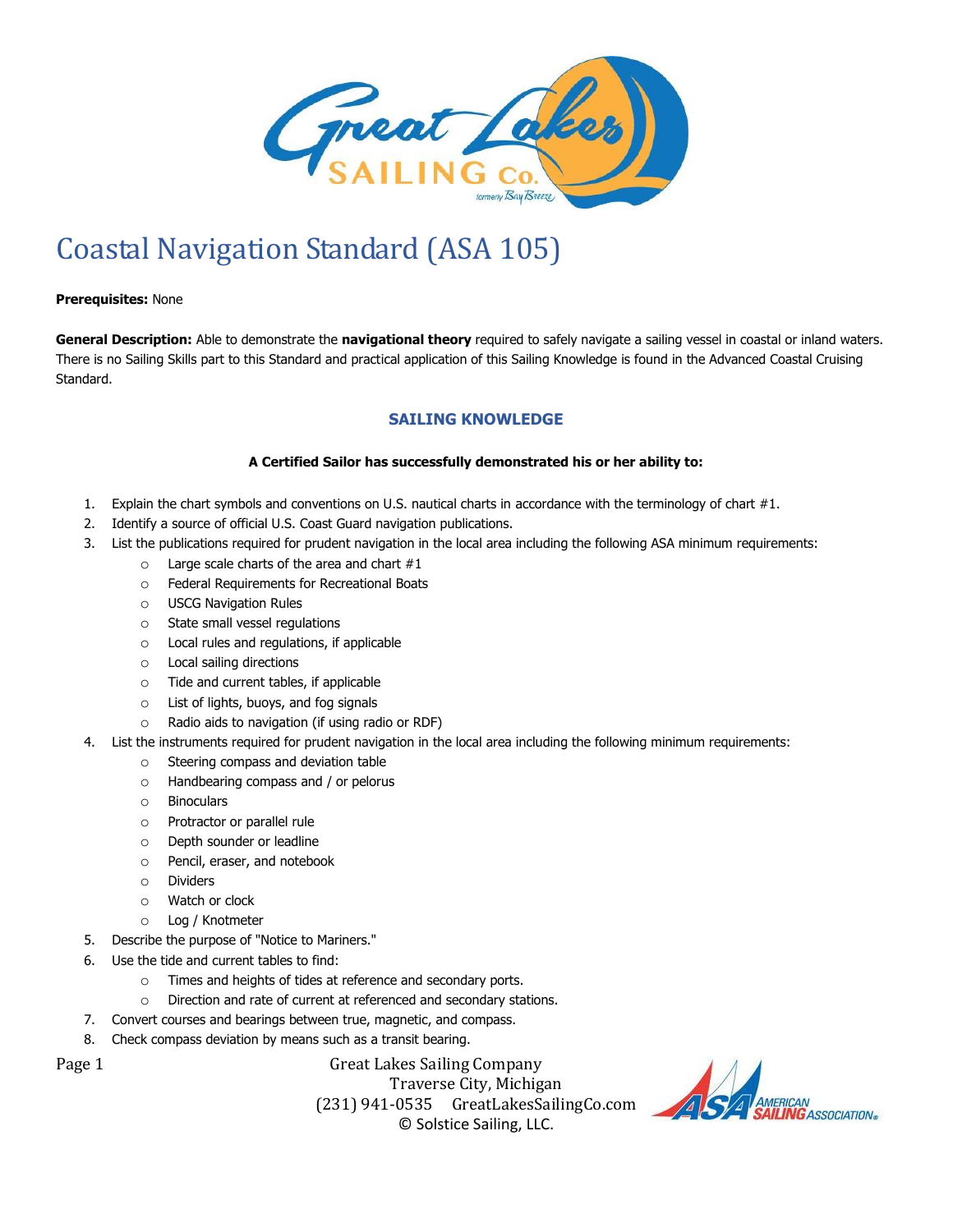# Coastal Navigation Standard (ASA 105)

**Prerequisites:** None

**General Description:** Able to demonstrate the **navigational theory** required to safely navigate a sailing vessel in coastal or inland waters. There is no Sailing Skills part to this Standard and practical application of this Sailing Knowledge is found in the Advanced Coastal Cruising Standard.

## SAILING KNOWLEDGE

**A Certified Sailor has successfully demonstrated his or her ability to:**

1. Explain the chart symbols and conventions on U.S. nautical charts in accordance with the terminology of chart #1.
2. Identify a source of official U.S. Coast Guard navigation publications.
3. List the publications required for prudent navigation in the local area including the following ASA minimum requirements:
   - Large scale charts of the area and chart #1
   - Federal Requirements for Recreational Boats
   - USCG Navigation Rules
   - State small vessel regulations
   - Local rules and regulations, if applicable
   - Local sailing directions
   - Tide and current tables, if applicable
   - List of lights, buoys, and fog signals
   - Radio aids to navigation (if using radio or RDF)
4. List the instruments required for prudent navigation in the local area including the following minimum requirements:
   - Steering compass and deviation table
   - Handbearing compass and / or pelorus
   - Binoculars
   - Protractor or parallel rule
   - Depth sounder or leadline
   - Pencil, eraser, and notebook
   - Dividers
   - Watch or clock
   - Log / Knotmeter
5. Describe the purpose of "Notice to Mariners."
6. Use the tide and current tables to find:
   - Times and heights of tides at reference and secondary ports.
   - Direction and rate of current at referenced and secondary stations.
7. Convert courses and bearings between true, magnetic, and compass.
8. Check compass deviation by means such as a transit bearing.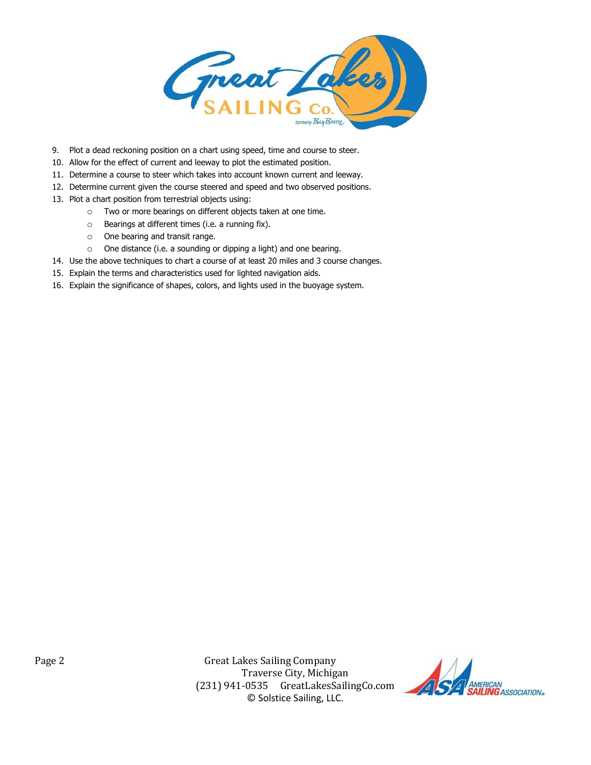9. Plot a dead reckoning position on a chart using speed, time and course to steer.
10. Allow for the effect of current and leeway to plot the estimated position.
11. Determine a course to steer which takes into account known current and leeway.
12. Determine current given the course steered and speed and two observed positions.
13. Plot a chart position from terrestrial objects using:
    - Two or more bearings on different objects taken at one time.
    - Bearings at different times (i.e. a running fix).
    - One bearing and transit range.
    - One distance (i.e. a sounding or dipping a light) and one bearing.
14. Use the above techniques to chart a course of at least 20 miles and 3 course changes.
15. Explain the terms and characteristics used for lighted navigation aids.
16. Explain the significance of shapes, colors, and lights used in the buoyage system.